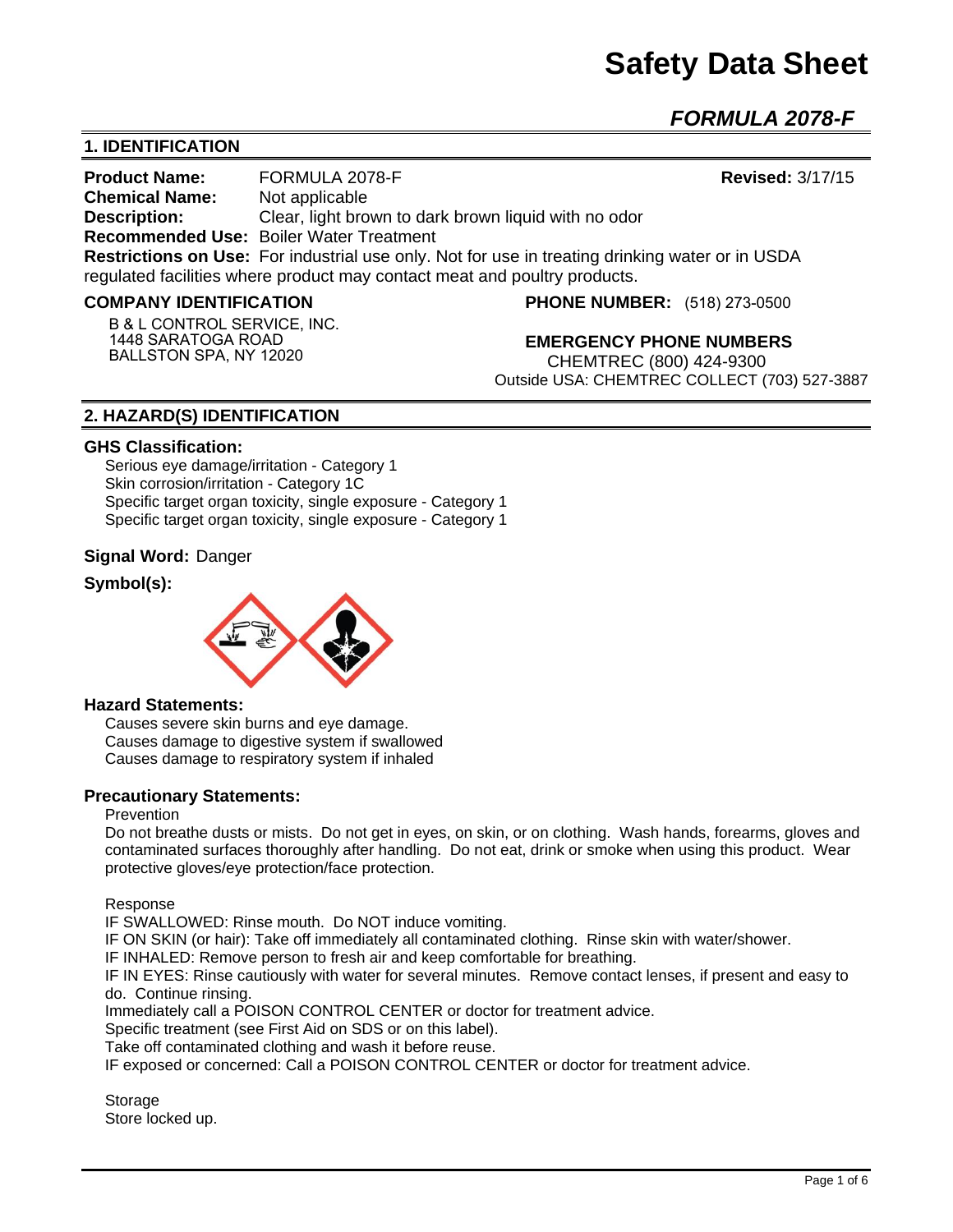# Safety Data Sheet

## *FORMULA 2078-F*

## 1. IDENTIFICATION

**Product Name:** FORMULA 2078-F **Revised:** 3/17/15
**Chemical Name:** Not applicable
**Description:** Clear, light brown to dark brown liquid with no odor
**Recommended Use:** Boiler Water Treatment
**Restrictions on Use:** For industrial use only. Not for use in treating drinking water or in USDA regulated facilities where product may contact meat and poultry products.

**COMPANY IDENTIFICATION**

B & L CONTROL SERVICE, INC.
1448 SARATOGA ROAD
BALLSTON SPA, NY 12020

**PHONE NUMBER:** (518) 273-0500

**EMERGENCY PHONE NUMBERS**
CHEMTREC (800) 424-9300
Outside USA: CHEMTREC COLLECT (703) 527-3887

## 2. HAZARD(S) IDENTIFICATION

**GHS Classification:**

Serious eye damage/irritation - Category 1
Skin corrosion/irritation - Category 1C
Specific target organ toxicity, single exposure - Category 1
Specific target organ toxicity, single exposure - Category 1

**Signal Word:** Danger

**Symbol(s):**

**Hazard Statements:**

Causes severe skin burns and eye damage.
Causes damage to digestive system if swallowed
Causes damage to respiratory system if inhaled

**Precautionary Statements:**

Prevention

Do not breathe dusts or mists. Do not get in eyes, on skin, or on clothing. Wash hands, forearms, gloves and contaminated surfaces thoroughly after handling. Do not eat, drink or smoke when using this product. Wear protective gloves/eye protection/face protection.

Response

IF SWALLOWED: Rinse mouth. Do NOT induce vomiting.
IF ON SKIN (or hair): Take off immediately all contaminated clothing. Rinse skin with water/shower.
IF INHALED: Remove person to fresh air and keep comfortable for breathing.
IF IN EYES: Rinse cautiously with water for several minutes. Remove contact lenses, if present and easy to do. Continue rinsing.
Immediately call a POISON CONTROL CENTER or doctor for treatment advice.
Specific treatment (see First Aid on SDS or on this label).
Take off contaminated clothing and wash it before reuse.
IF exposed or concerned: Call a POISON CONTROL CENTER or doctor for treatment advice.

Storage

Store locked up.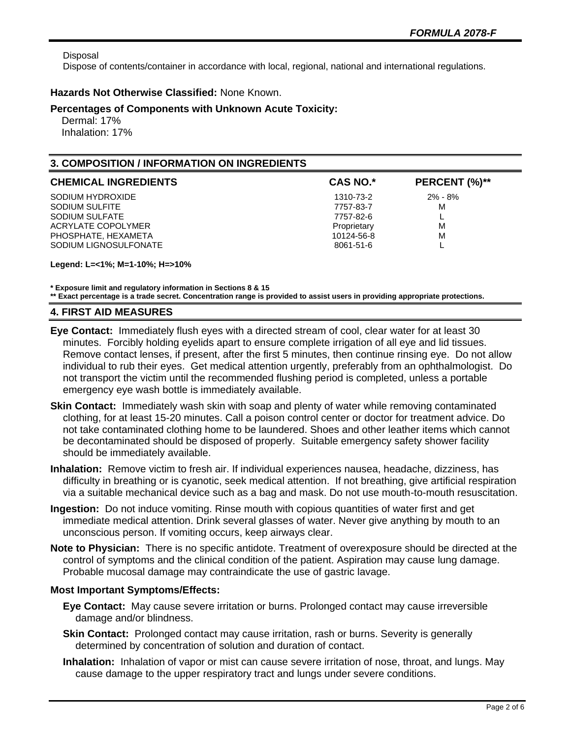Disposal

Dispose of contents/container in accordance with local, regional, national and international regulations.

**Hazards Not Otherwise Classified:** None Known.

**Percentages of Components with Unknown Acute Toxicity:**

Dermal: 17%
Inhalation: 17%

## 3. COMPOSITION / INFORMATION ON INGREDIENTS

| CHEMICAL INGREDIENTS | CAS NO.* | PERCENT (%)** |
|---|---|---|
| SODIUM HYDROXIDE | 1310-73-2 | 2% - 8% |
| SODIUM SULFITE | 7757-83-7 | M |
| SODIUM SULFATE | 7757-82-6 | L |
| ACRYLATE COPOLYMER | Proprietary | M |
| PHOSPHATE, HEXAMETA | 10124-56-8 | M |
| SODIUM LIGNOSULFONATE | 8061-51-6 | L |

**Legend: L=<1%; M=1-10%; H=>10%**

**\* Exposure limit and regulatory information in Sections 8 & 15**
**\*\* Exact percentage is a trade secret. Concentration range is provided to assist users in providing appropriate protections.**

## 4. FIRST AID MEASURES

**Eye Contact:** Immediately flush eyes with a directed stream of cool, clear water for at least 30 minutes. Forcibly holding eyelids apart to ensure complete irrigation of all eye and lid tissues. Remove contact lenses, if present, after the first 5 minutes, then continue rinsing eye. Do not allow individual to rub their eyes. Get medical attention urgently, preferably from an ophthalmologist. Do not transport the victim until the recommended flushing period is completed, unless a portable emergency eye wash bottle is immediately available.

**Skin Contact:** Immediately wash skin with soap and plenty of water while removing contaminated clothing, for at least 15-20 minutes. Call a poison control center or doctor for treatment advice. Do not take contaminated clothing home to be laundered. Shoes and other leather items which cannot be decontaminated should be disposed of properly. Suitable emergency safety shower facility should be immediately available.

**Inhalation:** Remove victim to fresh air. If individual experiences nausea, headache, dizziness, has difficulty in breathing or is cyanotic, seek medical attention. If not breathing, give artificial respiration via a suitable mechanical device such as a bag and mask. Do not use mouth-to-mouth resuscitation.

**Ingestion:** Do not induce vomiting. Rinse mouth with copious quantities of water first and get immediate medical attention. Drink several glasses of water. Never give anything by mouth to an unconscious person. If vomiting occurs, keep airways clear.

**Note to Physician:** There is no specific antidote. Treatment of overexposure should be directed at the control of symptoms and the clinical condition of the patient. Aspiration may cause lung damage. Probable mucosal damage may contraindicate the use of gastric lavage.

**Most Important Symptoms/Effects:**

**Eye Contact:** May cause severe irritation or burns. Prolonged contact may cause irreversible damage and/or blindness.

**Skin Contact:** Prolonged contact may cause irritation, rash or burns. Severity is generally determined by concentration of solution and duration of contact.

**Inhalation:** Inhalation of vapor or mist can cause severe irritation of nose, throat, and lungs. May cause damage to the upper respiratory tract and lungs under severe conditions.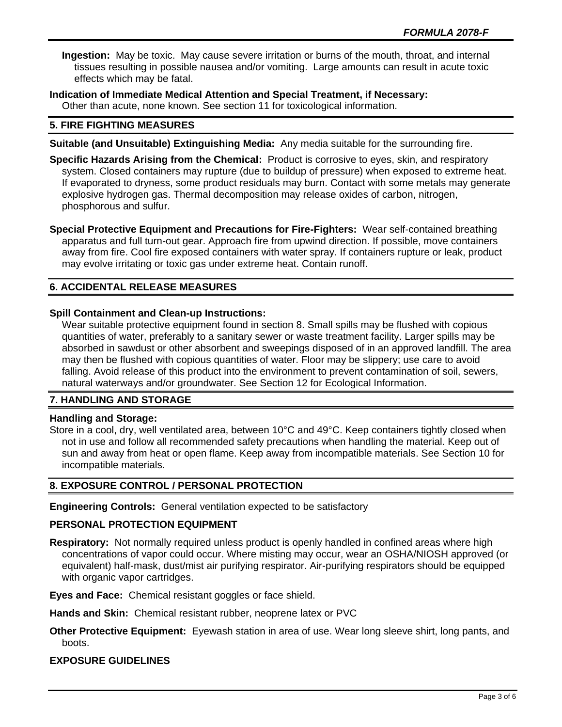**Ingestion:** May be toxic. May cause severe irritation or burns of the mouth, throat, and internal tissues resulting in possible nausea and/or vomiting. Large amounts can result in acute toxic effects which may be fatal.

**Indication of Immediate Medical Attention and Special Treatment, if Necessary:**
Other than acute, none known. See section 11 for toxicological information.

## 5. FIRE FIGHTING MEASURES

**Suitable (and Unsuitable) Extinguishing Media:** Any media suitable for the surrounding fire.

**Specific Hazards Arising from the Chemical:** Product is corrosive to eyes, skin, and respiratory system. Closed containers may rupture (due to buildup of pressure) when exposed to extreme heat. If evaporated to dryness, some product residuals may burn. Contact with some metals may generate explosive hydrogen gas. Thermal decomposition may release oxides of carbon, nitrogen, phosphorous and sulfur.

**Special Protective Equipment and Precautions for Fire-Fighters:** Wear self-contained breathing apparatus and full turn-out gear. Approach fire from upwind direction. If possible, move containers away from fire. Cool fire exposed containers with water spray. If containers rupture or leak, product may evolve irritating or toxic gas under extreme heat. Contain runoff.

## 6. ACCIDENTAL RELEASE MEASURES

**Spill Containment and Clean-up Instructions:**
Wear suitable protective equipment found in section 8. Small spills may be flushed with copious quantities of water, preferably to a sanitary sewer or waste treatment facility. Larger spills may be absorbed in sawdust or other absorbent and sweepings disposed of in an approved landfill. The area may then be flushed with copious quantities of water. Floor may be slippery; use care to avoid falling. Avoid release of this product into the environment to prevent contamination of soil, sewers, natural waterways and/or groundwater. See Section 12 for Ecological Information.

## 7. HANDLING AND STORAGE

**Handling and Storage:**
Store in a cool, dry, well ventilated area, between 10°C and 49°C. Keep containers tightly closed when not in use and follow all recommended safety precautions when handling the material. Keep out of sun and away from heat or open flame. Keep away from incompatible materials. See Section 10 for incompatible materials.

## 8. EXPOSURE CONTROL / PERSONAL PROTECTION

**Engineering Controls:** General ventilation expected to be satisfactory

### PERSONAL PROTECTION EQUIPMENT

**Respiratory:** Not normally required unless product is openly handled in confined areas where high concentrations of vapor could occur. Where misting may occur, wear an OSHA/NIOSH approved (or equivalent) half-mask, dust/mist air purifying respirator. Air-purifying respirators should be equipped with organic vapor cartridges.

**Eyes and Face:** Chemical resistant goggles or face shield.

**Hands and Skin:** Chemical resistant rubber, neoprene latex or PVC

**Other Protective Equipment:** Eyewash station in area of use. Wear long sleeve shirt, long pants, and boots.

### EXPOSURE GUIDELINES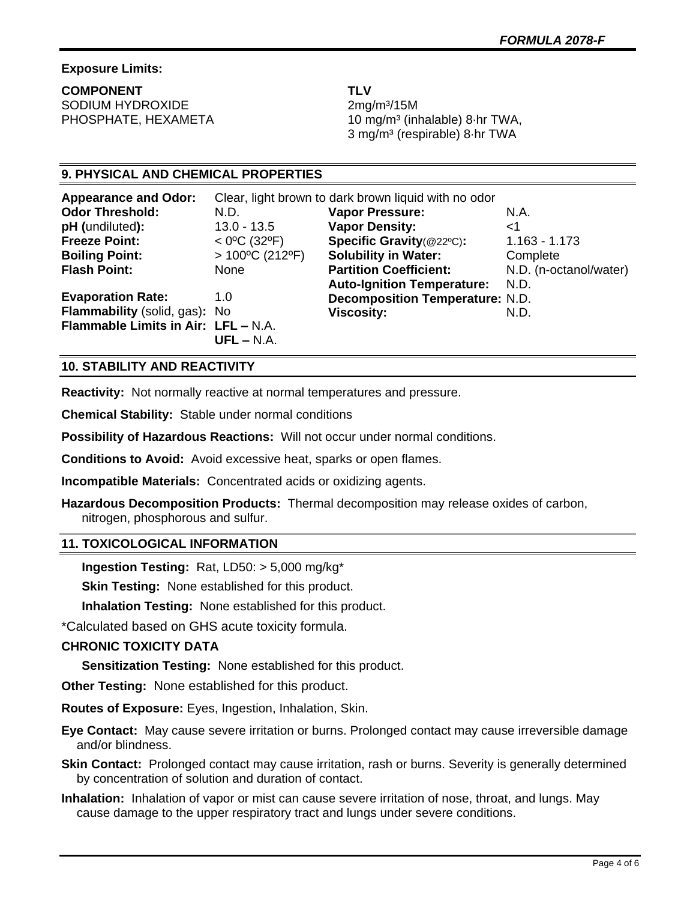**Exposure Limits:**

| COMPONENT | TLV |
| --- | --- |
| SODIUM HYDROXIDE | 2mg/m³/15M |
| PHOSPHATE, HEXAMETA | 10 mg/m³ (inhalable) 8-hr TWA, 3 mg/m³ (respirable) 8-hr TWA |

## 9. PHYSICAL AND CHEMICAL PROPERTIES

**Appearance and Odor:** Clear, light brown to dark brown liquid with no odor

| | | | |
| --- | --- | --- | --- |
| **Odor Threshold:** | N.D. | **Vapor Pressure:** | N.A. |
| **pH (**undiluted**):** | 13.0 - 13.5 | **Vapor Density:** | <1 |
| **Freeze Point:** | < 0ºC (32ºF) | **Specific Gravity**(@22ºC)**:** | 1.163 - 1.173 |
| **Boiling Point:** | > 100ºC (212ºF) | **Solubility in Water:** | Complete |
| **Flash Point:** | None | **Partition Coefficient:** | N.D. (n-octanol/water) |
| | | **Auto-Ignition Temperature:** | N.D. |
| **Evaporation Rate:** | 1.0 | **Decomposition Temperature:** | N.D. |
| **Flammability** (solid, gas)**:** | No | **Viscosity:** | N.D. |
| **Flammable Limits in Air:** | **LFL –** N.A. **UFL –** N.A. | | |

## 10. STABILITY AND REACTIVITY

**Reactivity:** Not normally reactive at normal temperatures and pressure.

**Chemical Stability:** Stable under normal conditions

**Possibility of Hazardous Reactions:** Will not occur under normal conditions.

**Conditions to Avoid:** Avoid excessive heat, sparks or open flames.

**Incompatible Materials:** Concentrated acids or oxidizing agents.

**Hazardous Decomposition Products:** Thermal decomposition may release oxides of carbon, nitrogen, phosphorous and sulfur.

## 11. TOXICOLOGICAL INFORMATION

**Ingestion Testing:** Rat, LD50: > 5,000 mg/kg*

**Skin Testing:** None established for this product.

**Inhalation Testing:** None established for this product.

*Calculated based on GHS acute toxicity formula.

**CHRONIC TOXICITY DATA**

**Sensitization Testing:** None established for this product.

**Other Testing:** None established for this product.

**Routes of Exposure:** Eyes, Ingestion, Inhalation, Skin.

**Eye Contact:** May cause severe irritation or burns. Prolonged contact may cause irreversible damage and/or blindness.

**Skin Contact:** Prolonged contact may cause irritation, rash or burns. Severity is generally determined by concentration of solution and duration of contact.

**Inhalation:** Inhalation of vapor or mist can cause severe irritation of nose, throat, and lungs. May cause damage to the upper respiratory tract and lungs under severe conditions.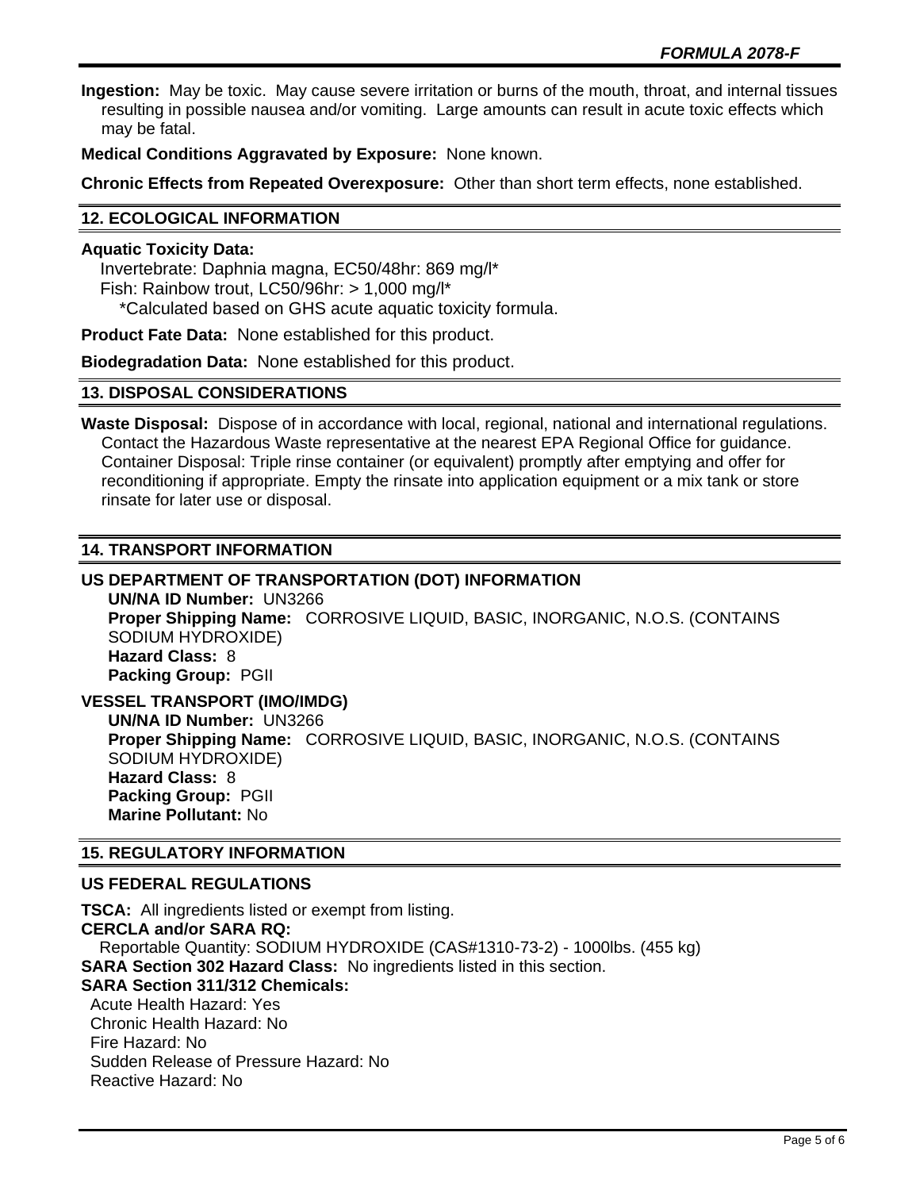**Ingestion:** May be toxic. May cause severe irritation or burns of the mouth, throat, and internal tissues resulting in possible nausea and/or vomiting. Large amounts can result in acute toxic effects which may be fatal.

**Medical Conditions Aggravated by Exposure:** None known.

**Chronic Effects from Repeated Overexposure:** Other than short term effects, none established.

## 12. ECOLOGICAL INFORMATION

**Aquatic Toxicity Data:**
Invertebrate: Daphnia magna, EC50/48hr: 869 mg/l*
Fish: Rainbow trout, LC50/96hr: > 1,000 mg/l*
*Calculated based on GHS acute aquatic toxicity formula.

**Product Fate Data:** None established for this product.

**Biodegradation Data:** None established for this product.

## 13. DISPOSAL CONSIDERATIONS

**Waste Disposal:** Dispose of in accordance with local, regional, national and international regulations. Contact the Hazardous Waste representative at the nearest EPA Regional Office for guidance. Container Disposal: Triple rinse container (or equivalent) promptly after emptying and offer for reconditioning if appropriate. Empty the rinsate into application equipment or a mix tank or store rinsate for later use or disposal.

## 14. TRANSPORT INFORMATION

### US DEPARTMENT OF TRANSPORTATION (DOT) INFORMATION

**UN/NA ID Number:** UN3266
**Proper Shipping Name:** CORROSIVE LIQUID, BASIC, INORGANIC, N.O.S. (CONTAINS SODIUM HYDROXIDE)
**Hazard Class:** 8
**Packing Group:** PGII

### VESSEL TRANSPORT (IMO/IMDG)

**UN/NA ID Number:** UN3266
**Proper Shipping Name:** CORROSIVE LIQUID, BASIC, INORGANIC, N.O.S. (CONTAINS SODIUM HYDROXIDE)
**Hazard Class:** 8
**Packing Group:** PGII
**Marine Pollutant:** No

## 15. REGULATORY INFORMATION

### US FEDERAL REGULATIONS

**TSCA:** All ingredients listed or exempt from listing.
**CERCLA and/or SARA RQ:**
Reportable Quantity: SODIUM HYDROXIDE (CAS#1310-73-2) - 1000lbs. (455 kg)
**SARA Section 302 Hazard Class:** No ingredients listed in this section.
**SARA Section 311/312 Chemicals:**
Acute Health Hazard: Yes
Chronic Health Hazard: No
Fire Hazard: No
Sudden Release of Pressure Hazard: No
Reactive Hazard: No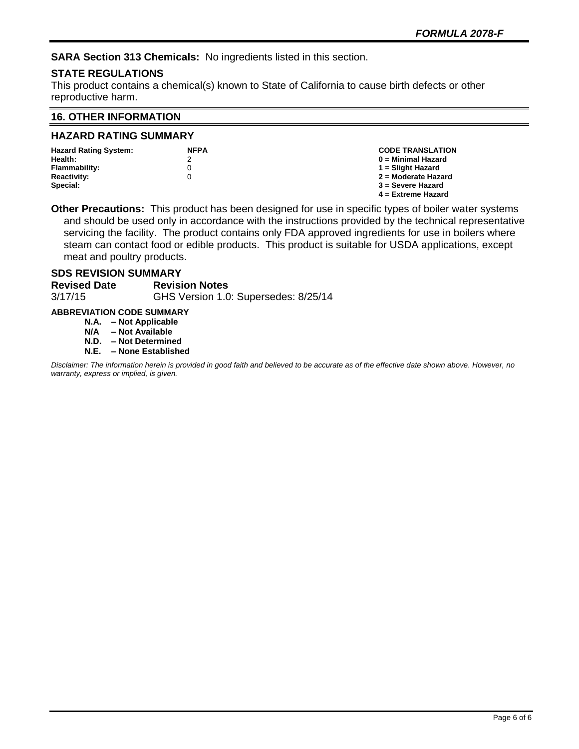**SARA Section 313 Chemicals:** No ingredients listed in this section.

### STATE REGULATIONS

This product contains a chemical(s) known to State of California to cause birth defects or other reproductive harm.

## 16. OTHER INFORMATION

### HAZARD RATING SUMMARY

| Hazard Rating System: | NFPA | CODE TRANSLATION |
|---|---|---|
| Health: | 2 | 0 = Minimal Hazard |
| Flammability: | 0 | 1 = Slight Hazard |
| Reactivity: | 0 | 2 = Moderate Hazard |
| Special: | | 3 = Severe Hazard |
| | | 4 = Extreme Hazard |

**Other Precautions:** This product has been designed for use in specific types of boiler water systems and should be used only in accordance with the instructions provided by the technical representative servicing the facility. The product contains only FDA approved ingredients for use in boilers where steam can contact food or edible products. This product is suitable for USDA applications, except meat and poultry products.

### SDS REVISION SUMMARY

| Revised Date | Revision Notes |
|---|---|
| 3/17/15 | GHS Version 1.0: Supersedes: 8/25/14 |

**ABBREVIATION CODE SUMMARY**

- **N.A. – Not Applicable**
- **N/A – Not Available**
- **N.D. – Not Determined**
- **N.E. – None Established**

*Disclaimer: The information herein is provided in good faith and believed to be accurate as of the effective date shown above. However, no warranty, express or implied, is given.*